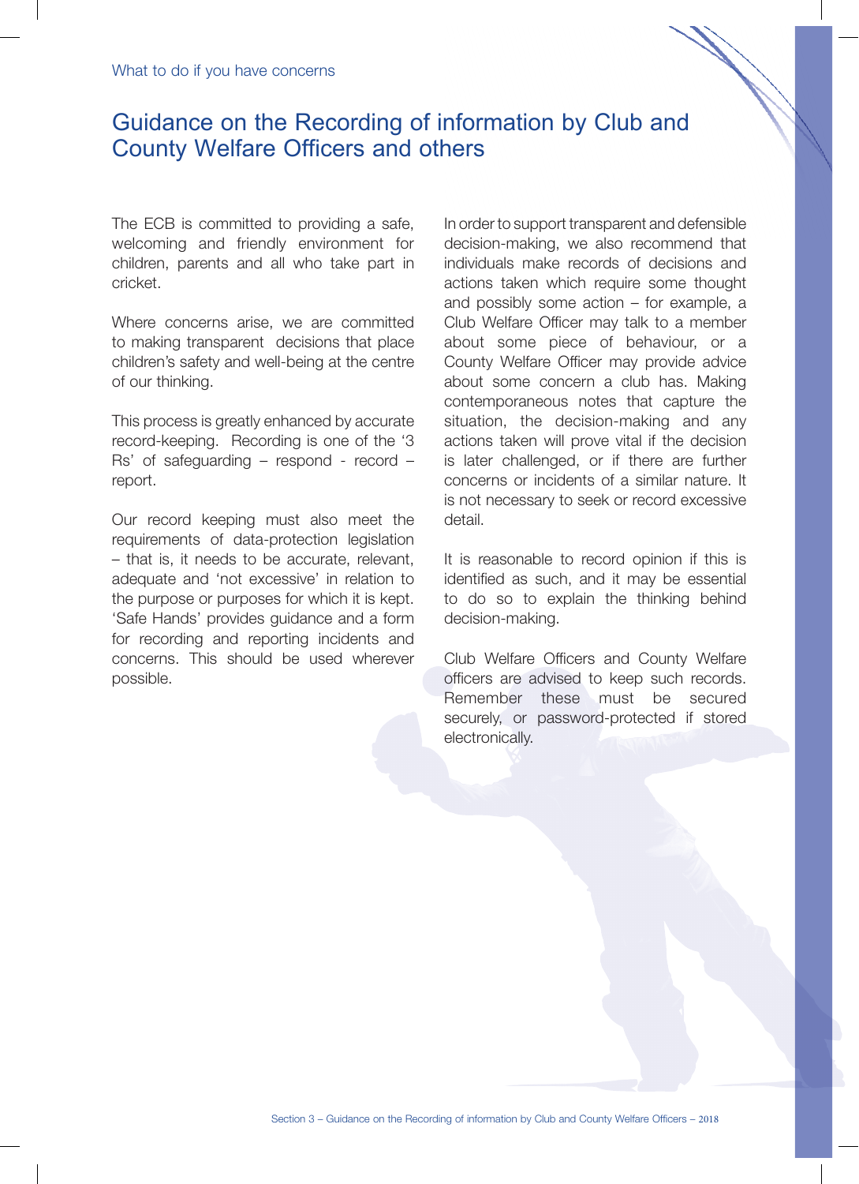# Guidance on the Recording of information by Club and County Welfare Officers and others

The ECB is committed to providing a safe, welcoming and friendly environment for children, parents and all who take part in cricket.

Where concerns arise, we are committed to making transparent decisions that place children's safety and well-being at the centre of our thinking.

This process is greatly enhanced by accurate record-keeping. Recording is one of the '3 Rs' of safeguarding – respond - record – report.

Our record keeping must also meet the requirements of data-protection legislation – that is, it needs to be accurate, relevant, adequate and 'not excessive' in relation to the purpose or purposes for which it is kept. 'Safe Hands' provides guidance and a form for recording and reporting incidents and concerns. This should be used wherever possible.

In order to support transparent and defensible decision-making, we also recommend that individuals make records of decisions and actions taken which require some thought and possibly some action – for example, a Club Welfare Officer may talk to a member about some piece of behaviour, or a County Welfare Officer may provide advice about some concern a club has. Making contemporaneous notes that capture the situation, the decision-making and any actions taken will prove vital if the decision is later challenged, or if there are further concerns or incidents of a similar nature. It is not necessary to seek or record excessive detail.

It is reasonable to record opinion if this is identified as such, and it may be essential to do so to explain the thinking behind decision-making.

Club Welfare Officers and County Welfare officers are advised to keep such records. Remember these must be secured securely, or password-protected if stored electronically.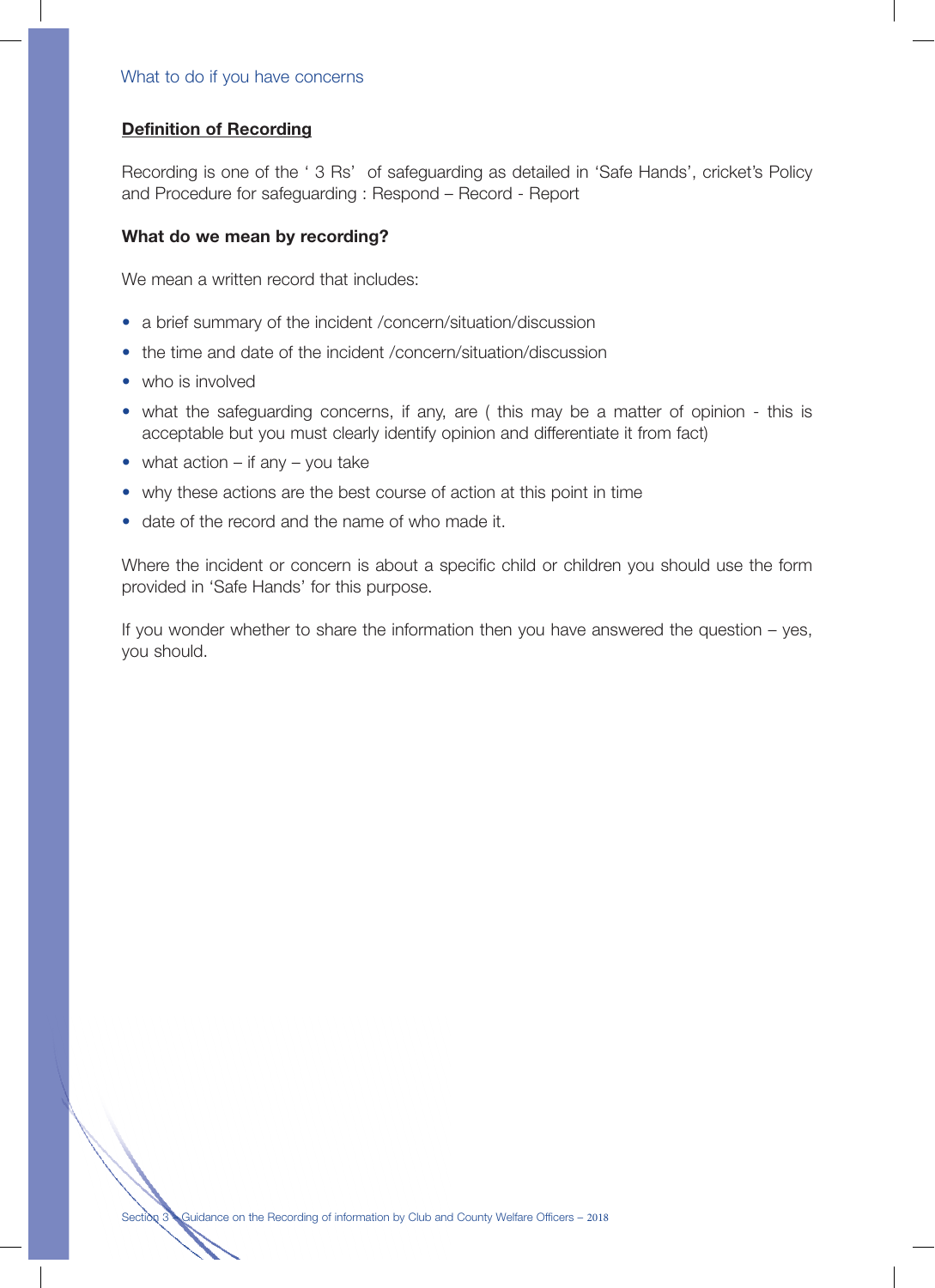What to do if you have concerns

## Definition of Recording

Recording is one of the ' 3 Rs' of safeguarding as detailed in 'Safe Hands', cricket's Policy and Procedure for safeguarding : Respond – Record - Report

### What do we mean by recording?

We mean a written record that includes:

- a brief summary of the incident /concern/situation/discussion
- the time and date of the incident /concern/situation/discussion
- who is involved
- what the safeguarding concerns, if any, are ( this may be a matter of opinion - this is acceptable but you must clearly identify opinion and differentiate it from fact)
- what action – if any – you take
- why these actions are the best course of action at this point in time
- date of the record and the name of who made it.

Where the incident or concern is about a specific child or children you should use the form provided in 'Safe Hands' for this purpose.

If you wonder whether to share the information then you have answered the question – yes, you should.